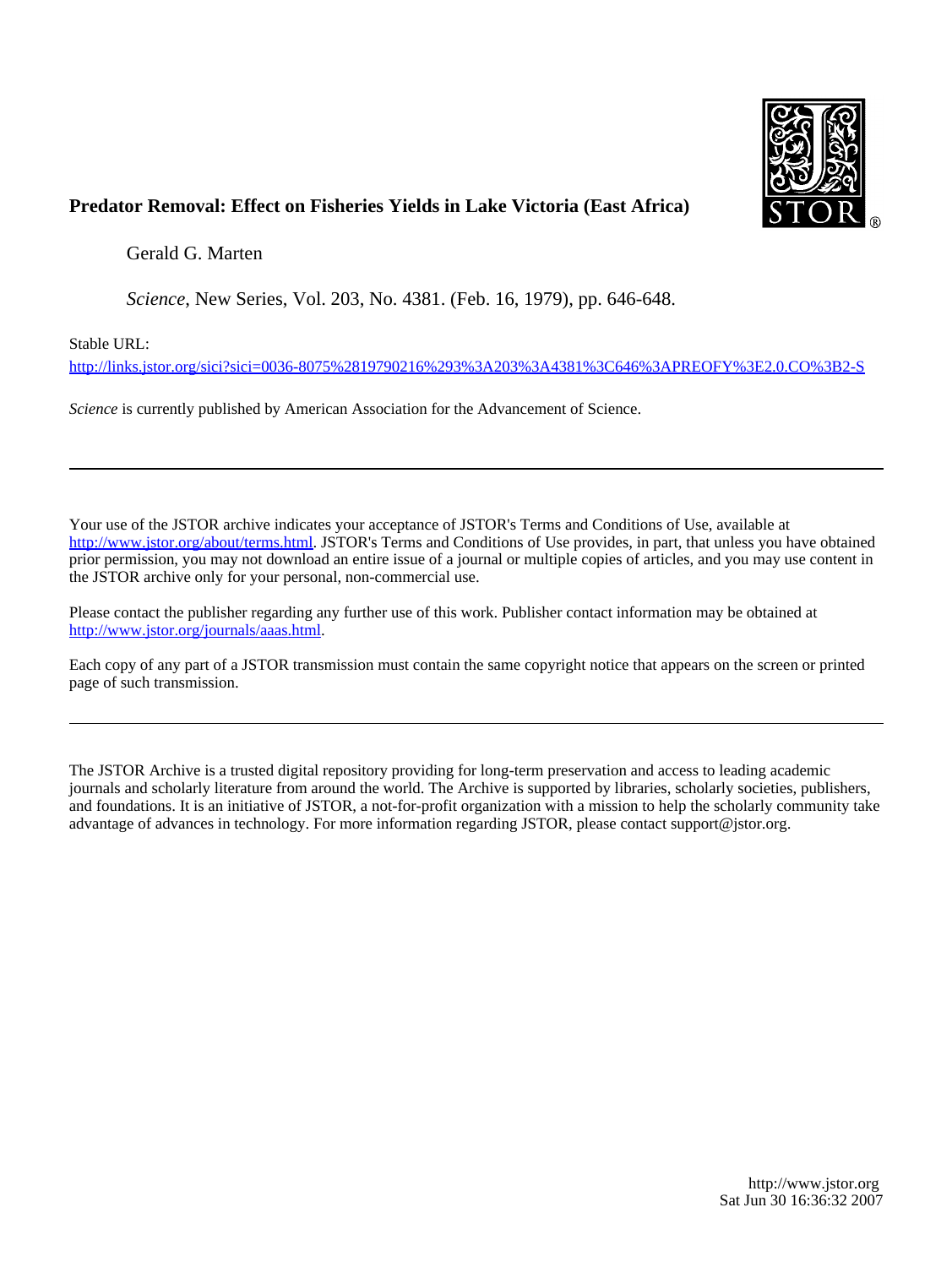# Predator Removal: Effect on Fisheries Yields in Lake Victoria (East Africa)

Gerald G. Marten

*Science*, New Series, Vol. 203, No. 4381. (Feb. 16, 1979), pp. 646-648.

Stable URL:

http://links.jstor.org/sici?sici=0036-8075%2819790216%293%3A203%3A4381%3C646%3APREOFY%3E2.0.CO%3B2-S

*Science* is currently published by American Association for the Advancement of Science.

---

Your use of the JSTOR archive indicates your acceptance of JSTOR's Terms and Conditions of Use, available at http://www.jstor.org/about/terms.html. JSTOR's Terms and Conditions of Use provides, in part, that unless you have obtained prior permission, you may not download an entire issue of a journal or multiple copies of articles, and you may use content in the JSTOR archive only for your personal, non-commercial use.

Please contact the publisher regarding any further use of this work. Publisher contact information may be obtained at http://www.jstor.org/journals/aaas.html.

Each copy of any part of a JSTOR transmission must contain the same copyright notice that appears on the screen or printed page of such transmission.

---

The JSTOR Archive is a trusted digital repository providing for long-term preservation and access to leading academic journals and scholarly literature from around the world. The Archive is supported by libraries, scholarly societies, publishers, and foundations. It is an initiative of JSTOR, a not-for-profit organization with a mission to help the scholarly community take advantage of advances in technology. For more information regarding JSTOR, please contact support@jstor.org.

http://www.jstor.org
Sat Jun 30 16:36:32 2007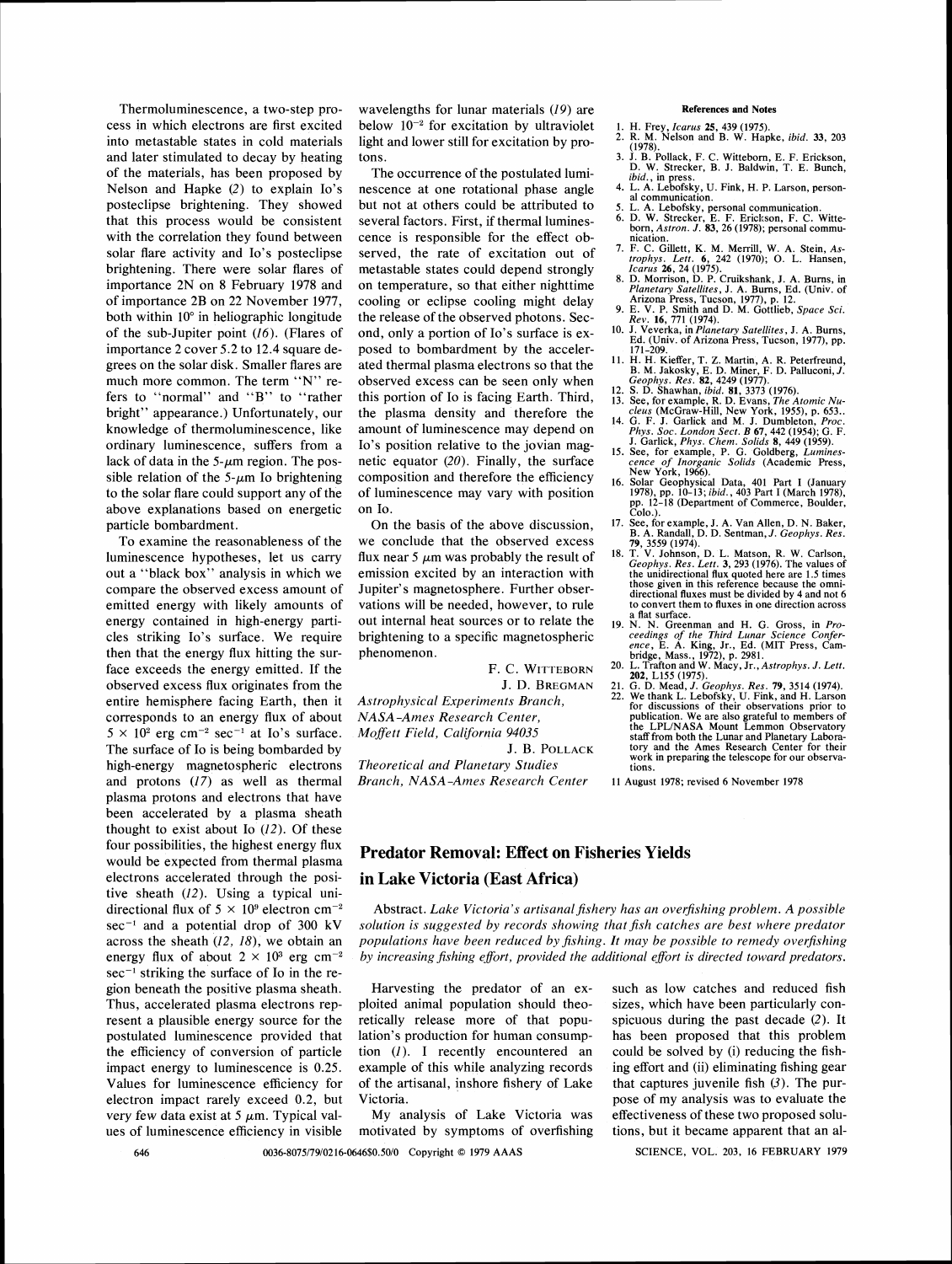Thermoluminescence, a two-step process in which electrons are first excited into metastable states in cold materials and later stimulated to decay by heating of the materials, has been proposed by Nelson and Hapke (2) to explain Io's posteclipse brightening. They showed that this process would be consistent with the correlation they found between solar flare activity and Io's posteclipse brightening. There were solar flares of importance 2N on 8 February 1978 and of importance 2B on 22 November 1977, both within 10° in heliographic longitude of the sub-Jupiter point (16). (Flares of importance 2 cover 5.2 to 12.4 square degrees on the solar disk. Smaller flares are much more common. The term "N" refers to "normal" and "B" to "rather bright" appearance.) Unfortunately, our knowledge of thermoluminescence, like ordinary luminescence, suffers from a lack of data in the 5-$\mu$m region. The possible relation of the 5-$\mu$m Io brightening to the solar flare could support any of the above explanations based on energetic particle bombardment.

To examine the reasonableness of the luminescence hypotheses, let us carry out a "black box" analysis in which we compare the observed excess amount of emitted energy with likely amounts of energy contained in high-energy particles striking Io's surface. We require then that the energy flux hitting the surface exceeds the energy emitted. If the observed excess flux originates from the entire hemisphere facing Earth, then it corresponds to an energy flux of about $5 \times 10^2$ erg cm$^{-2}$ sec$^{-1}$ at Io's surface. The surface of Io is being bombarded by high-energy magnetospheric electrons and protons (17) as well as thermal plasma protons and electrons that have been accelerated by a plasma sheath thought to exist about Io (12). Of these four possibilities, the highest energy flux would be expected from thermal plasma electrons accelerated through the positive sheath (12). Using a typical unidirectional flux of $5 \times 10^9$ electron cm$^{-2}$ sec$^{-1}$ and a potential drop of 300 kV across the sheath (12, 18), we obtain an energy flux of about $2 \times 10^3$ erg cm$^{-2}$ sec$^{-1}$ striking the surface of Io in the region beneath the positive plasma sheath. Thus, accelerated plasma electrons represent a plausible energy source for the postulated luminescence provided that the efficiency of conversion of particle impact energy to luminescence is 0.25. Values for luminescence efficiency for electron impact rarely exceed 0.2, but very few data exist at 5 $\mu$m. Typical values of luminescence efficiency in visible wavelengths for lunar materials (19) are below $10^{-2}$ for excitation by ultraviolet light and lower still for excitation by protons.

The occurrence of the postulated luminescence at one rotational phase angle but not at others could be attributed to several factors. First, if thermal luminescence is responsible for the effect observed, the rate of excitation out of metastable states could depend strongly on temperature, so that either nighttime cooling or eclipse cooling might delay the release of the observed photons. Second, only a portion of Io's surface is exposed to bombardment by the accelerated thermal plasma electrons so that the observed excess can be seen only when this portion of Io is facing Earth. Third, the plasma density and therefore the amount of luminescence may depend on Io's position relative to the jovian magnetic equator (20). Finally, the surface composition and therefore the efficiency of luminescence may vary with position on Io.

On the basis of the above discussion, we conclude that the observed excess flux near 5 $\mu$m was probably the result of emission excited by an interaction with Jupiter's magnetosphere. Further observations will be needed, however, to rule out internal heat sources or to relate the brightening to a specific magnetospheric phenomenon.

F. C. WITTEBORN
J. D. BREGMAN

*Astrophysical Experiments Branch, NASA-Ames Research Center, Moffett Field, California 94035*

J. B. POLLACK

*Theoretical and Planetary Studies Branch, NASA-Ames Research Center*

### References and Notes

1. H. Frey, *Icarus* **25**, 439 (1975).
2. R. M. Nelson and B. W. Hapke, *ibid.* **33**, 203 (1978).
3. J. B. Pollack, F. C. Witteborn, E. F. Erickson, D. W. Strecker, B. J. Baldwin, T. E. Bunch, *ibid.*, in press.
4. L. A. Lebofsky, U. Fink, H. P. Larson, personal communication.
5. L. A. Lebofsky, personal communication.
6. D. W. Strecker, E. F. Erickson, F. C. Witteborn, *Astron. J.* **83**, 26 (1978); personal communication.
7. F. C. Gillett, K. M. Merrill, W. A. Stein, *Astrophys. Lett.* **6**, 242 (1970); O. L. Hansen, *Icarus* **26**, 24 (1975).
8. D. Morrison, D. P. Cruikshank, J. A. Burns, in *Planetary Satellites*, J. A. Burns, Ed. (Univ. of Arizona Press, Tucson, 1977), p. 12.
9. E. V. P. Smith and D. M. Gottlieb, *Space Sci. Rev.* **16**, 771 (1974).
10. J. Veverka, in *Planetary Satellites*, J. A. Burns, Ed. (Univ. of Arizona Press, Tucson, 1977), pp. 171–209.
11. H. H. Kieffer, T. Z. Martin, A. R. Peterfreund, B. M. Jakosky, E. D. Miner, F. D. Palluconi, *J. Geophys. Res.* **82**, 4249 (1977).
12. S. D. Shawhan, *ibid.* **81**, 3373 (1976).
13. See, for example, R. D. Evans, *The Atomic Nucleus* (McGraw-Hill, New York, 1955), p. 653.
14. G. F. J. Garlick and M. J. Dumbleton, *Proc. Phys. Soc. London Sect. B* **67**, 442 (1954); G. F. J. Garlick, *Phys. Chem. Solids* **8**, 449 (1959).
15. See, for example, P. G. Goldberg, *Luminescence of Inorganic Solids* (Academic Press, New York, 1966).
16. Solar Geophysical Data, 401 Part I (January 1978), pp. 10–13; *ibid.*, 403 Part I (March 1978), pp. 12–18 (Department of Commerce, Boulder, Colo.).
17. See, for example, J. A. Van Allen, D. N. Baker, B. A. Randall, D. D. Sentman, *J. Geophys. Res.* **79**, 3559 (1974).
18. T. V. Johnson, D. L. Matson, R. W. Carlson, *Geophys. Res. Lett.* **3**, 293 (1976). The values of the unidirectional flux quoted here are 1.5 times those given in this reference because the omnidirectional fluxes must be divided by 4 and not 6 to convert them to fluxes in one direction across a flat surface.
19. N. N. Greenman and H. G. Gross, in *Proceedings of the Third Lunar Science Conference*, E. A. King, Jr., Ed. (MIT Press, Cambridge, Mass., 1972), p. 2981.
20. L. Trafton and W. Macy, Jr., *Astrophys. J. Lett.* **202**, L155 (1975).
21. G. D. Mead, *J. Geophys. Res.* **79**, 3514 (1974).
22. We thank L. Lebofsky, U. Fink, and H. Larson for discussions of their observations prior to publication. We are also grateful to members of the LPL/NASA Mount Lemmon Observatory staff from both the Lunar and Planetary Laboratory and the Ames Research Center for their work in preparing the telescope for our observations.

11 August 1978; revised 6 November 1978

## Predator Removal: Effect on Fisheries Yields in Lake Victoria (East Africa)

*Abstract. Lake Victoria's artisanal fishery has an overfishing problem. A possible solution is suggested by records showing that fish catches are best where predator populations have been reduced by fishing. It may be possible to remedy overfishing by increasing fishing effort, provided the additional effort is directed toward predators.*

Harvesting the predator of an exploited animal population should theoretically release more of that population's production for human consumption (1). I recently encountered an example of this while analyzing records of the artisanal, inshore fishery of Lake Victoria.

My analysis of Lake Victoria was motivated by symptoms of overfishing such as low catches and reduced fish sizes, which have been particularly conspicuous during the past decade (2). It has been proposed that this problem could be solved by (i) reducing the fishing effort and (ii) eliminating fishing gear that captures juvenile fish (3). The purpose of my analysis was to evaluate the effectiveness of these two proposed solutions, but it became apparent that an al-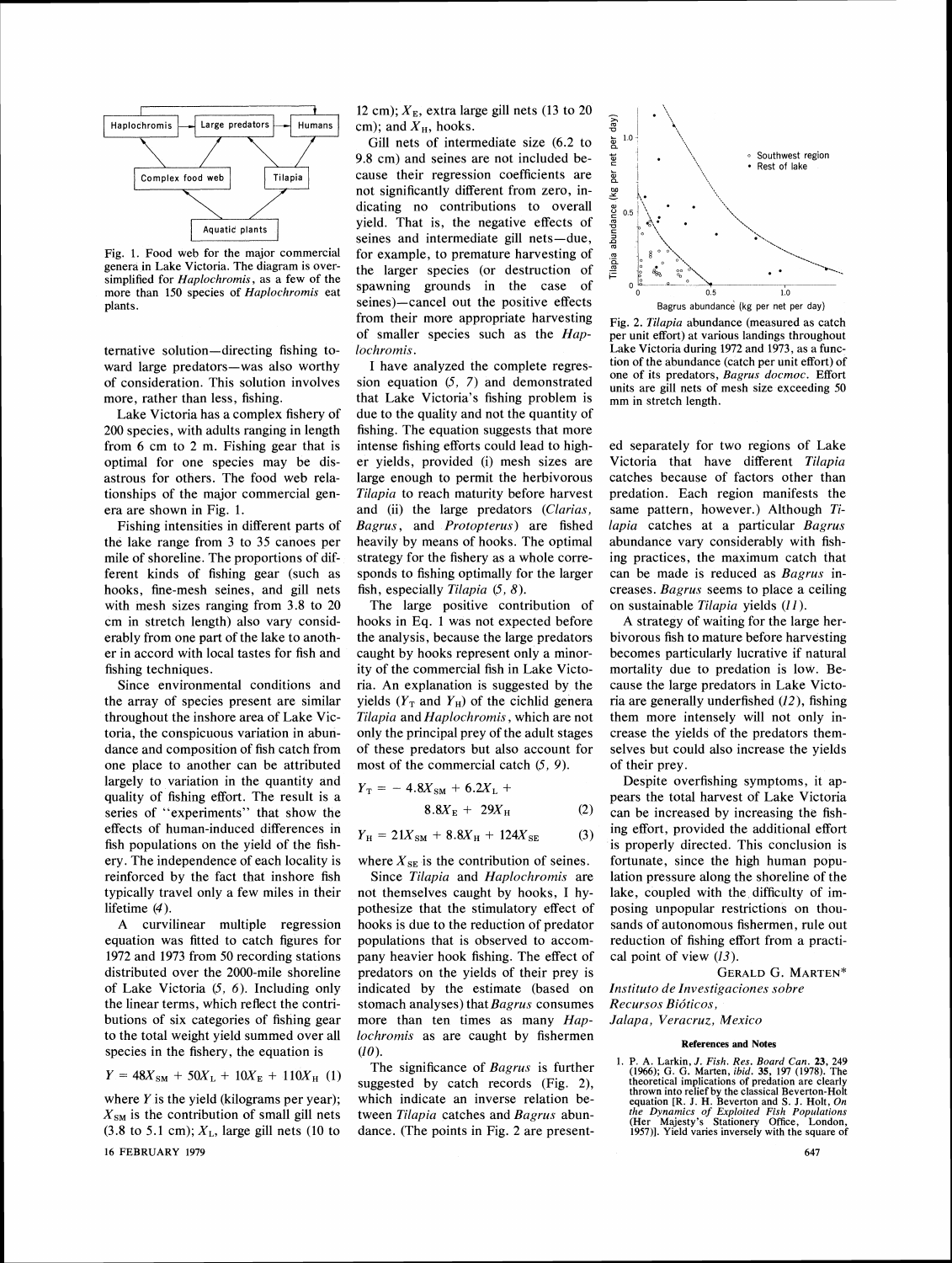Fig. 1. Food web for the major commercial genera in Lake Victoria. The diagram is oversimplified for *Haplochromis*, as a few of the more than 150 species of *Haplochromis* eat plants.

ternative solution—directing fishing toward large predators—was also worthy of consideration. This solution involves more, rather than less, fishing.

Lake Victoria has a complex fishery of 200 species, with adults ranging in length from 6 cm to 2 m. Fishing gear that is optimal for one species may be disastrous for others. The food web relationships of the major commercial genera are shown in Fig. 1.

Fishing intensities in different parts of the lake range from 3 to 35 canoes per mile of shoreline. The proportions of different kinds of fishing gear (such as hooks, fine-mesh seines, and gill nets with mesh sizes ranging from 3.8 to 20 cm in stretch length) also vary considerably from one part of the lake to another in accord with local tastes for fish and fishing techniques.

Since environmental conditions and the array of species present are similar throughout the inshore area of Lake Victoria, the conspicuous variation in abundance and composition of fish catch from one place to another can be attributed largely to variation in the quantity and quality of fishing effort. The result is a series of "experiments" that show the effects of human-induced differences in fish populations on the yield of the fishery. The independence of each locality is reinforced by the fact that inshore fish typically travel only a few miles in their lifetime (4).

A curvilinear multiple regression equation was fitted to catch figures for 1972 and 1973 from 50 recording stations distributed over the 2000-mile shoreline of Lake Victoria (5, 6). Including only the linear terms, which reflect the contributions of six categories of fishing gear to the total weight yield summed over all species in the fishery, the equation is

$$Y = 48X_{SM} + 50X_L + 10X_E + 110X_H \quad (1)$$

where $Y$ is the yield (kilograms per year); $X_{SM}$ is the contribution of small gill nets (3.8 to 5.1 cm); $X_L$, large gill nets (10 to 12 cm); $X_E$, extra large gill nets (13 to 20 cm); and $X_H$, hooks.

Gill nets of intermediate size (6.2 to 9.8 cm) and seines are not included because their regression coefficients are not significantly different from zero, indicating no contributions to overall yield. That is, the negative effects of seines and intermediate gill nets—due, for example, to premature harvesting of the larger species (or destruction of spawning grounds in the case of seines)—cancel out the positive effects from their more appropriate harvesting of smaller species such as the *Haplochromis*.

I have analyzed the complete regression equation (5, 7) and demonstrated that Lake Victoria's fishing problem is due to the quality and not the quantity of fishing. The equation suggests that more intense fishing efforts could lead to higher yields, provided (i) mesh sizes are large enough to permit the herbivorous *Tilapia* to reach maturity before harvest and (ii) the large predators (*Clarias*, *Bagrus*, and *Protopterus*) are fished heavily by means of hooks. The optimal strategy for the fishery as a whole corresponds to fishing optimally for the larger fish, especially *Tilapia* (5, 8).

The large positive contribution of hooks in Eq. 1 was not expected before the analysis, because the large predators caught by hooks represent only a minority of the commercial fish in Lake Victoria. An explanation is suggested by the yields ($Y_T$ and $Y_H$) of the cichlid genera *Tilapia* and *Haplochromis*, which are not only the principal prey of the adult stages of these predators but also account for most of the commercial catch (5, 9).

$$Y_T = -4.8X_{SM} + 6.2X_L + 8.8X_E + 29X_H \quad (2)$$

$$Y_H = 21X_{SM} + 8.8X_H + 124X_{SE} \quad (3)$$

where $X_{SE}$ is the contribution of seines.

Since *Tilapia* and *Haplochromis* are not themselves caught by hooks, I hypothesize that the stimulatory effect of hooks is due to the reduction of predator populations that is observed to accompany heavier hook fishing. The effect of predators on the yields of their prey is indicated by the estimate (based on stomach analyses) that *Bagrus* consumes more than ten times as many *Haplochromis* as are caught by fishermen (10).

The significance of *Bagrus* is further suggested by catch records (Fig. 2), which indicate an inverse relation between *Tilapia* catches and *Bagrus* abundance. (The points in Fig. 2 are presented separately for two regions of Lake Victoria that have different *Tilapia* catches because of factors other than predation. Each region manifests the same pattern, however.) Although *Tilapia* catches at a particular *Bagrus* abundance vary considerably with fishing practices, the maximum catch that can be made is reduced as *Bagrus* increases. *Bagrus* seems to place a ceiling on sustainable *Tilapia* yields (11).

Fig. 2. *Tilapia* abundance (measured as catch per unit effort) at various landings throughout Lake Victoria during 1972 and 1973, as a function of the abundance (catch per unit effort) of one of its predators, *Bagrus docmoc*. Effort units are gill nets of mesh size exceeding 50 mm in stretch length.

A strategy of waiting for the large herbivorous fish to mature before harvesting becomes particularly lucrative if natural mortality due to predation is low. Because the large predators in Lake Victoria are generally underfished (12), fishing them more intensely will not only increase the yields of the predators themselves but could also increase the yields of their prey.

Despite overfishing symptoms, it appears the total harvest of Lake Victoria can be increased by increasing the fishing effort, provided the additional effort is properly directed. This conclusion is fortunate, since the high human population pressure along the shoreline of the lake, coupled with the difficulty of imposing unpopular restrictions on thousands of autonomous fishermen, rule out reduction of fishing effort from a practical point of view (13).

GERALD G. MARTEN*

*Instituto de Investigaciones sobre Recursos Bióticos, Jalapa, Veracruz, Mexico*

### References and Notes

1. P. A. Larkin, *J. Fish. Res. Board Can.* 23, 249 (1966); G. G. Marten, *ibid.* 35, 197 (1978). The theoretical implications of predation are clearly thrown into relief by the classical Beverton-Holt equation [R. J. H. Beverton and S. J. Holt, *On the Dynamics of Exploited Fish Populations* (Her Majesty's Stationery Office, London, 1957)]. Yield varies inversely with the square of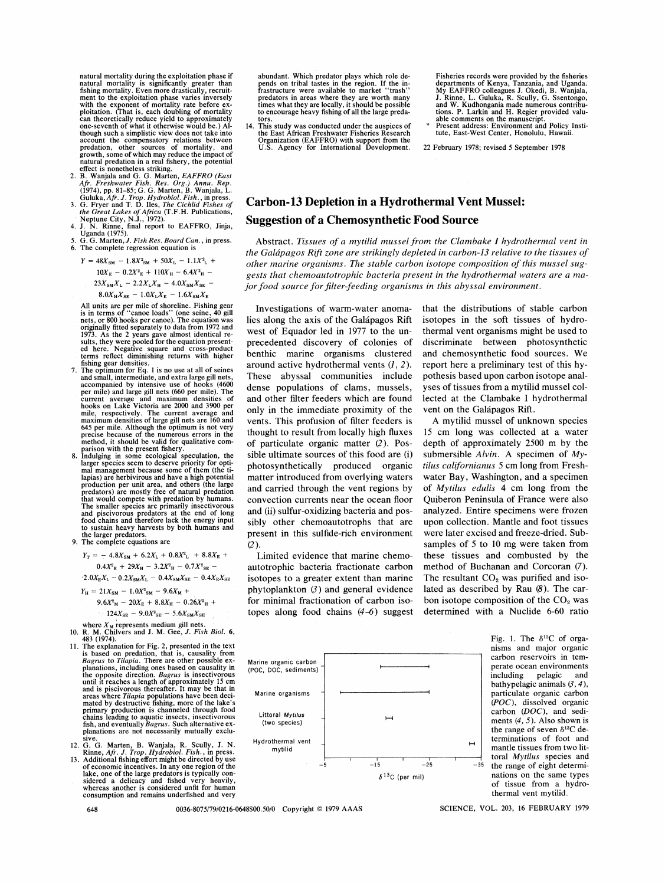natural mortality during the exploitation phase if natural mortality is significantly greater than fishing mortality. Even more drastically, recruitment to the exploitation phase varies inversely with the exponent of mortality rate before exploitation. (That is, each doubling of mortality can theoretically reduce yield to approximately one-seventh of what it otherwise would be.) Although such a simplistic view does not take into account the compensatory relations between predation, other sources of mortality, and growth, some of which may reduce the impact of natural predation in a real fishery, the potential effect is nonetheless striking.

2. B. Wanjala and G. G. Marten, *EAFFRO (East Afr. Freshwater Fish. Res. Org.) Annu. Rep.* (1974), pp. 81–85; G. G. Marten, B. Wanjala, L. Guluka, *Afr. J. Trop. Hydrobiol. Fish.*, in press.
3. G. Fryer and T. D. Iles, *The Cichlid Fishes of the Great Lakes of Africa* (T.F.H. Publications, Neptune City, N.J., 1972).
4. J. N. Rinne, final report to EAFFRO, Jinja, Uganda (1975).
5. G. G. Marten, *J. Fish Res. Board Can.*, in press.
6. The complete regression equation is

$$Y = 48X_{SM} - 1.8X^2_{SM} + 50X_L - 1.1X^2_L + 10X_E - 0.2X^2_E + 110X_H - 6.4X^2_H - 23X_{SM}X_L - 2.2X_LX_H - 4.0X_{SM}X_{SE} - 8.0X_HX_{SE} - 1.0X_LX_E - 1.6X_{SM}X_E$$

All units are per mile of shoreline. Fishing gear is in terms of "canoe loads" (one seine, 40 gill nets, or 800 hooks per canoe). The equation was originally fitted separately to data from 1972 and 1973. As the 2 years gave almost identical results, they were pooled for the equation presented here. Negative square and cross-product terms reflect diminishing returns with higher fishing gear densities.

7. The optimum for Eq. 1 is no use at all of seines and small, intermediate, and extra large gill nets, accompanied by intensive use of hooks (4600 per mile) and large gill nets (660 per mile). The current average and maximum densities of hooks on Lake Victoria are 2000 and 3900 per mile, respectively. The current average and maximum densities of large gill nets are 160 and 645 per mile. Although the optimum is not very precise because of the numerous errors in the method, it should be valid for qualitative comparison with the present fishery.
8. Indulging in some ecological speculation, the larger species seem to deserve priority for optimal management because some of them (the tilapias) are herbivirous and have a high potential production per unit area, and others (the large predators) are mostly free of natural predation that would compete with predation by humans. The smaller species are primarily insectivorous and piscivorous predators at the end of long food chains and therefore lack the energy input to sustain heavy harvests by both humans and the larger predators.
9. The complete equations are

$$Y_T = -4.8X_{SM} + 6.2X_L + 0.8X^2_L + 8.8X_E + 0.4X^2_E + 29X_H - 3.2X^2_H - 0.7X^2_{SE} - 2.0X_EX_L - 0.2X_{SM}X_L - 0.4X_{SM}X_{SE} - 0.4X_EX_{SE}$$

$$Y_H = 21X_{SM} - 1.0X^2_{SM} - 9.6X_M + 9.6X^2_M - 20X_E + 8.8X_H - 0.26X^2_H + 124X_{SE} - 9.0X^2_{SE} - 5.6X_{SM}X_{SE}$$

where $X_M$ represents medium gill nets.

10. R. M. Chilvers and J. M. Gee, *J. Fish Biol.* **6**, 483 (1974).
11. The explanation for Fig. 2, presented in the text is based on predation, that is, causality from *Bagrus* to *Tilapia*. There are other possible explanations, including ones based on causality in the opposite direction. *Bagrus* is insectivorous until it reaches a length of approximately 15 cm and is piscivorous thereafter. It may be that in areas where *Tilapia* populations have been decimated by destructive fishing, more of the lake's primary production is channeled through food chains leading to aquatic insects, insectivorous fish, and eventually *Bagrus*. Such alternative explanations are not necessarily mutually exclusive.
12. G. G. Marten, B. Wanjala, R. Scully, J. N. Rinne, *Afr. J. Trop. Hydrobiol. Fish.*, in press.
13. Additional fishing effort might be directed by use of economic incentives. In any one region of the lake, one of the large predators is typically considered a delicacy and fished very heavily, whereas another is considered unfit for human consumption and remains underfished and very abundant. Which predator plays which role depends on tribal tastes in the region. If the infrastructure were available to market "trash" predators in areas where they are worth many times what they are locally, it should be possible to encourage heavy fishing of all the large predators.
14. This study was conducted under the auspices of the East African Freshwater Fisheries Research Organization (EAFFRO) with support from the U.S. Agency for International Development. Fisheries records were provided by the fisheries departments of Kenya, Tanzania, and Uganda. My EAFFRO colleagues J. Okedi, B. Wanjala, J. Rinne, L. Guluka, R. Scully, G. Ssentongo, and W. Kudhongania made numerous contributions. P. Larkin and H. Regier provided valuable comments on the manuscript.

\* Present address: Environment and Policy Institute, East-West Center, Honolulu, Hawaii.

22 February 1978; revised 5 September 1978

# Carbon-13 Depletion in a Hydrothermal Vent Mussel: Suggestion of a Chemosynthetic Food Source

*Abstract.* *Tissues of a mytilid mussel from the Clambake I hydrothermal vent in the Galápagos Rift zone are strikingly depleted in carbon-13 relative to the tissues of other marine organisms. The stable carbon isotope composition of this mussel suggests that chemoautotrophic bacteria present in the hydrothermal waters are a major food source for filter-feeding organisms in this abyssal environment.*

Investigations of warm-water anomalies along the axis of the Galápagos Rift west of Equador led in 1977 to the unprecedented discovery of colonies of benthic marine organisms clustered around active hydrothermal vents (*1, 2*). These abyssal communities include dense populations of clams, mussels, and other filter feeders which are found only in the immediate proximity of the vents. This profusion of filter feeders is thought to result from locally high fluxes of particulate organic matter (*2*). Possible ultimate sources of this food are (i) photosynthetically produced organic matter introduced from overlying waters and carried through the vent regions by convection currents near the ocean floor and (ii) sulfur-oxidizing bacteria and possibly other chemoautotrophs that are present in this sulfide-rich environment (*2*).

Limited evidence that marine chemoautotrophic bacteria fractionate carbon isotopes to a greater extent than marine phytoplankton (*3*) and general evidence for minimal fractionation of carbon isotopes along food chains (*4–6*) suggest that the distributions of stable carbon isotopes in the soft tissues of hydrothermal vent organisms might be used to discriminate between photosynthetic and chemosynthetic food sources. We report here a preliminary test of this hypothesis based upon carbon isotope analyses of tissues from a mytilid mussel collected at the Clambake I hydrothermal vent on the Galápagos Rift.

A mytilid mussel of unknown species 15 cm long was collected at a water depth of approximately 2500 m by the submersible *Alvin*. A specimen of *Mytilus californianus* 5 cm long from Freshwater Bay, Washington, and a specimen of *Mytilus edulis* 4 cm long from the Quiberon Peninsula of France were also analyzed. Entire specimens were frozen upon collection. Mantle and foot tissues were later excised and freeze-dried. Subsamples of 5 to 10 mg were taken from these tissues and combusted by the method of Buchanan and Corcoran (*7*). The resultant $CO_2$ was purified and isolated as described by Rau (*8*). The carbon isotope composition of the $CO_2$ was determined with a Nuclide 6-60 ratio

Marine organic carbon (POC, DOC, sediments)
Marine organisms
Littoral *Mytilus* (two species)
Hydrothermal vent mytilid
−5 −15 −25 −35
$\delta^{13}C$ (per mil)

Fig. 1. The $\delta^{13}C$ of organisms and major organic carbon reservoirs in temperate ocean environments including pelagic and bathypelagic animals (*3, 4*), particulate organic carbon (*POC*), dissolved organic carbon (*DOC*), and sediments (*4, 5*). Also shown is the range of seven $\delta^{13}C$ determinations of foot and mantle tissues from two littoral *Mytilus* species and the range of eight determinations on the same types of tissue from a hydrothermal vent mytilid.

0036-8075/79/0216-0648$00.50/0 Copyright © 1979 AAAS